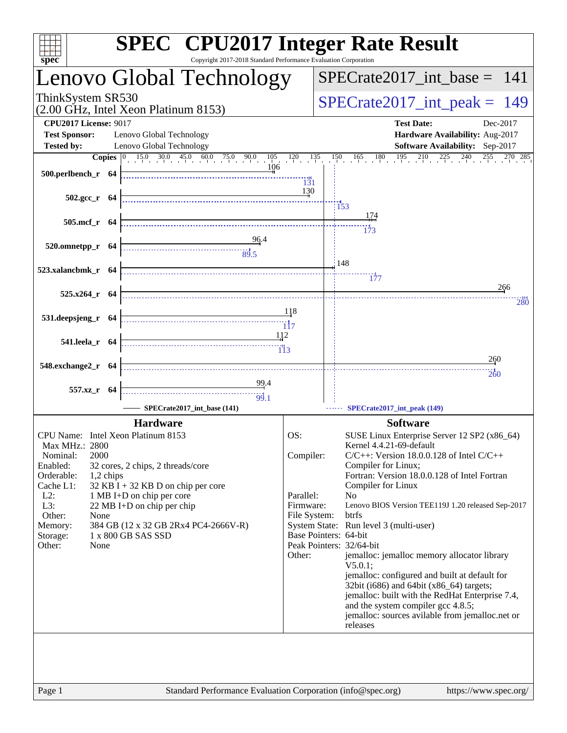# SPEC CPU2017 Integer Rate Result

Copyright 2017-2018 Standard Performance Evaluation Corporation

## Lenovo Global Technology

ThinkSystem SR530
(2.00 GHz, Intel Xeon Platinum 8153)

SPECrate2017_int_base = 141

SPECrate2017_int_peak = 149

**CPU2017 License:** 9017
**Test Sponsor:** Lenovo Global Technology
**Tested by:** Lenovo Global Technology

**Test Date:** Dec-2017
**Hardware Availability:** Aug-2017
**Software Availability:** Sep-2017

| Benchmark | Copies | Base | Peak |
|---|---|---|---|
| 500.perlbench_r | 64 | 106 | 131 |
| 502.gcc_r | 64 | 130 | 153 |
| 505.mcf_r | 64 | 174 | 173 |
| 520.omnetpp_r | 64 | 96.4 | 89.5 |
| 523.xalancbmk_r | 64 | 148 | 177 |
| 525.x264_r | 64 | 266 | 280 |
| 531.deepsjeng_r | 64 | 118 | 117 |
| 541.leela_r | 64 | 112 | 113 |
| 548.exchange2_r | 64 | 260 | 260 |
| 557.xz_r | 64 | 99.4 | 99.1 |

SPECrate2017_int_base (141) ------ SPECrate2017_int_peak (149)

## Hardware

| | |
|---|---|
| CPU Name: | Intel Xeon Platinum 8153 |
| Max MHz.: | 2800 |
| Nominal: | 2000 |
| Enabled: | 32 cores, 2 chips, 2 threads/core |
| Orderable: | 1,2 chips |
| Cache L1: | 32 KB I + 32 KB D on chip per core |
| L2: | 1 MB I+D on chip per core |
| L3: | 22 MB I+D on chip per chip |
| Other: | None |
| Memory: | 384 GB (12 x 32 GB 2Rx4 PC4-2666V-R) |
| Storage: | 1 x 800 GB SAS SSD |
| Other: | None |

## Software

| | |
|---|---|
| OS: | SUSE Linux Enterprise Server 12 SP2 (x86_64) Kernel 4.4.21-69-default |
| Compiler: | C/C++: Version 18.0.0.128 of Intel C/C++ Compiler for Linux; Fortran: Version 18.0.0.128 of Intel Fortran Compiler for Linux |
| Parallel: | No |
| Firmware: | Lenovo BIOS Version TEE119J 1.20 released Sep-2017 |
| File System: | btrfs |
| System State: | Run level 3 (multi-user) |
| Base Pointers: | 64-bit |
| Peak Pointers: | 32/64-bit |
| Other: | jemalloc: jemalloc memory allocator library V5.0.1; jemalloc: configured and built at default for 32bit (i686) and 64bit (x86_64) targets; jemalloc: built with the RedHat Enterprise 7.4, and the system compiler gcc 4.8.5; jemalloc: sources avilable from jemalloc.net or releases |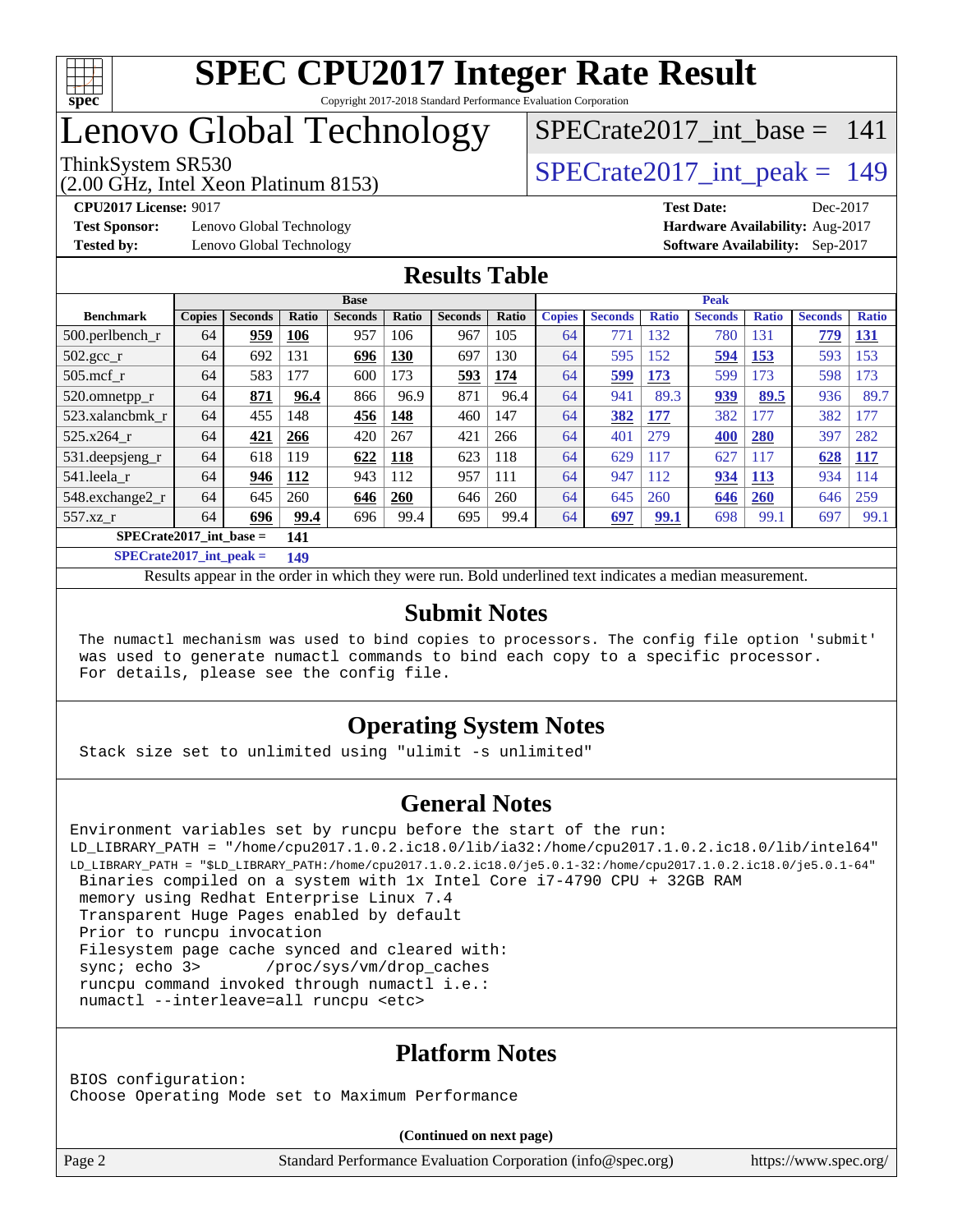# SPEC CPU2017 Integer Rate Result

Copyright 2017-2018 Standard Performance Evaluation Corporation

# Lenovo Global Technology

ThinkSystem SR530
(2.00 GHz, Intel Xeon Platinum 8153)

SPECrate2017_int_base = 141

SPECrate2017_int_peak = 149

**CPU2017 License:** 9017
**Test Sponsor:** Lenovo Global Technology
**Tested by:** Lenovo Global Technology

**Test Date:** Dec-2017
**Hardware Availability:** Aug-2017
**Software Availability:** Sep-2017

## Results Table

| Benchmark | Base | | | | | | | Peak | | | | | | |
|---|---|---|---|---|---|---|---|---|---|---|---|---|---|---|
| | Copies | Seconds | Ratio | Seconds | Ratio | Seconds | Ratio | Copies | Seconds | Ratio | Seconds | Ratio | Seconds | Ratio |
| 500.perlbench_r | 64 | **959** | **106** | 957 | 106 | 967 | 105 | 64 | 771 | 132 | 780 | 131 | **779** | **131** |
| 502.gcc_r | 64 | 692 | 131 | **696** | **130** | 697 | 130 | 64 | 595 | 152 | **594** | **153** | 593 | 153 |
| 505.mcf_r | 64 | 583 | 177 | 600 | 173 | **593** | **174** | 64 | **599** | **173** | 599 | 173 | 598 | 173 |
| 520.omnetpp_r | 64 | **871** | **96.4** | 866 | 96.9 | 871 | 96.4 | 64 | 941 | 89.3 | **939** | **89.5** | 936 | 89.7 |
| 523.xalancbmk_r | 64 | 455 | 148 | **456** | **148** | 460 | 147 | 64 | **382** | **177** | 382 | 177 | 382 | 177 |
| 525.x264_r | 64 | **421** | **266** | 420 | 267 | 421 | 266 | 64 | 401 | 279 | **400** | **280** | 397 | 282 |
| 531.deepsjeng_r | 64 | 618 | 119 | **622** | **118** | 623 | 118 | 64 | 629 | 117 | 627 | 117 | **628** | **117** |
| 541.leela_r | 64 | **946** | **112** | 943 | 112 | 957 | 111 | 64 | 947 | 112 | **934** | **113** | 934 | 114 |
| 548.exchange2_r | 64 | 645 | 260 | **646** | **260** | 646 | 260 | 64 | 645 | 260 | **646** | **260** | 646 | 259 |
| 557.xz_r | 64 | **696** | **99.4** | 696 | 99.4 | 695 | 99.4 | 64 | **697** | **99.1** | 698 | 99.1 | 697 | 99.1 |

**SPECrate2017_int_base = 141**

**SPECrate2017_int_peak = 149**

Results appear in the order in which they were run. Bold underlined text indicates a median measurement.

## Submit Notes

```
The numactl mechanism was used to bind copies to processors. The config file option 'submit'
was used to generate numactl commands to bind each copy to a specific processor.
For details, please see the config file.
```

## Operating System Notes

```
Stack size set to unlimited using "ulimit -s unlimited"
```

## General Notes

```
Environment variables set by runcpu before the start of the run:
LD_LIBRARY_PATH = "/home/cpu2017.1.0.2.ic18.0/lib/ia32:/home/cpu2017.1.0.2.ic18.0/lib/intel64"
LD_LIBRARY_PATH = "$LD_LIBRARY_PATH:/home/cpu2017.1.0.2.ic18.0/je5.0.1-32:/home/cpu2017.1.0.2.ic18.0/je5.0.1-64"
 Binaries compiled on a system with 1x Intel Core i7-4790 CPU + 32GB RAM
 memory using Redhat Enterprise Linux 7.4
 Transparent Huge Pages enabled by default
 Prior to runcpu invocation
 Filesystem page cache synced and cleared with:
 sync; echo 3>       /proc/sys/vm/drop_caches
 runcpu command invoked through numactl i.e.:
 numactl --interleave=all runcpu <etc>
```

## Platform Notes

```
BIOS configuration:
Choose Operating Mode set to Maximum Performance
```

**(Continued on next page)**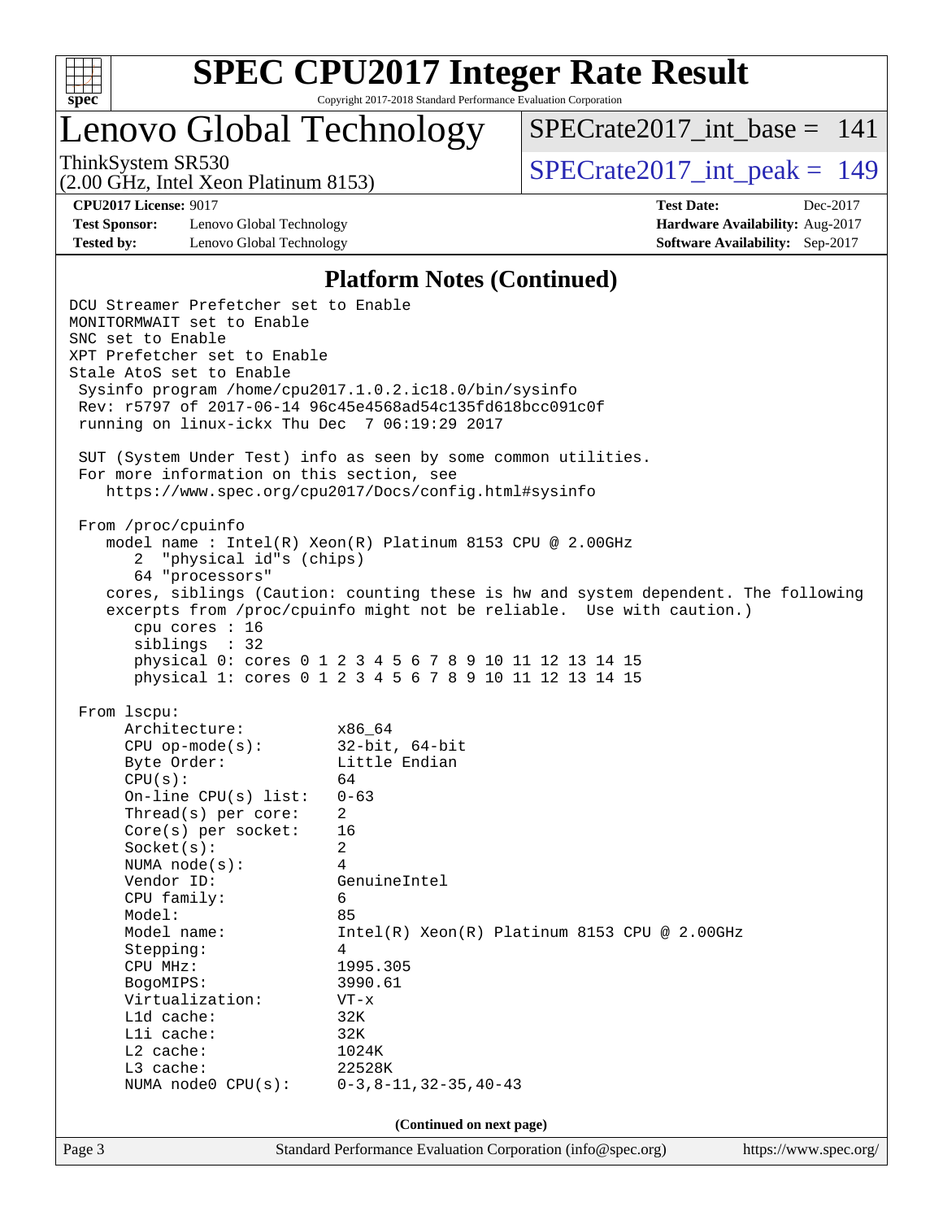# SPEC CPU2017 Integer Rate Result

Copyright 2017-2018 Standard Performance Evaluation Corporation

## Lenovo Global Technology

ThinkSystem SR530
(2.00 GHz, Intel Xeon Platinum 8153)

SPECrate2017_int_base = 141

SPECrate2017_int_peak = 149

**CPU2017 License:** 9017
**Test Sponsor:** Lenovo Global Technology
**Tested by:** Lenovo Global Technology

**Test Date:** Dec-2017
**Hardware Availability:** Aug-2017
**Software Availability:** Sep-2017

### Platform Notes (Continued)

```
DCU Streamer Prefetcher set to Enable
MONITORMWAIT set to Enable
SNC set to Enable
XPT Prefetcher set to Enable
Stale AtoS set to Enable
 Sysinfo program /home/cpu2017.1.0.2.ic18.0/bin/sysinfo
 Rev: r5797 of 2017-06-14 96c45e4568ad54c135fd618bcc091c0f
 running on linux-ickx Thu Dec  7 06:19:29 2017

 SUT (System Under Test) info as seen by some common utilities.
 For more information on this section, see
    https://www.spec.org/cpu2017/Docs/config.html#sysinfo

 From /proc/cpuinfo
    model name : Intel(R) Xeon(R) Platinum 8153 CPU @ 2.00GHz
       2  "physical id"s (chips)
       64 "processors"
    cores, siblings (Caution: counting these is hw and system dependent. The following
    excerpts from /proc/cpuinfo might not be reliable.  Use with caution.)
       cpu cores : 16
       siblings  : 32
       physical 0: cores 0 1 2 3 4 5 6 7 8 9 10 11 12 13 14 15
       physical 1: cores 0 1 2 3 4 5 6 7 8 9 10 11 12 13 14 15

 From lscpu:
      Architecture:          x86_64
      CPU op-mode(s):        32-bit, 64-bit
      Byte Order:            Little Endian
      CPU(s):                64
      On-line CPU(s) list:   0-63
      Thread(s) per core:    2
      Core(s) per socket:    16
      Socket(s):             2
      NUMA node(s):          4
      Vendor ID:             GenuineIntel
      CPU family:            6
      Model:                 85
      Model name:            Intel(R) Xeon(R) Platinum 8153 CPU @ 2.00GHz
      Stepping:              4
      CPU MHz:               1995.305
      BogoMIPS:              3990.61
      Virtualization:        VT-x
      L1d cache:             32K
      L1i cache:             32K
      L2 cache:              1024K
      L3 cache:              22528K
      NUMA node0 CPU(s):     0-3,8-11,32-35,40-43
```

**(Continued on next page)**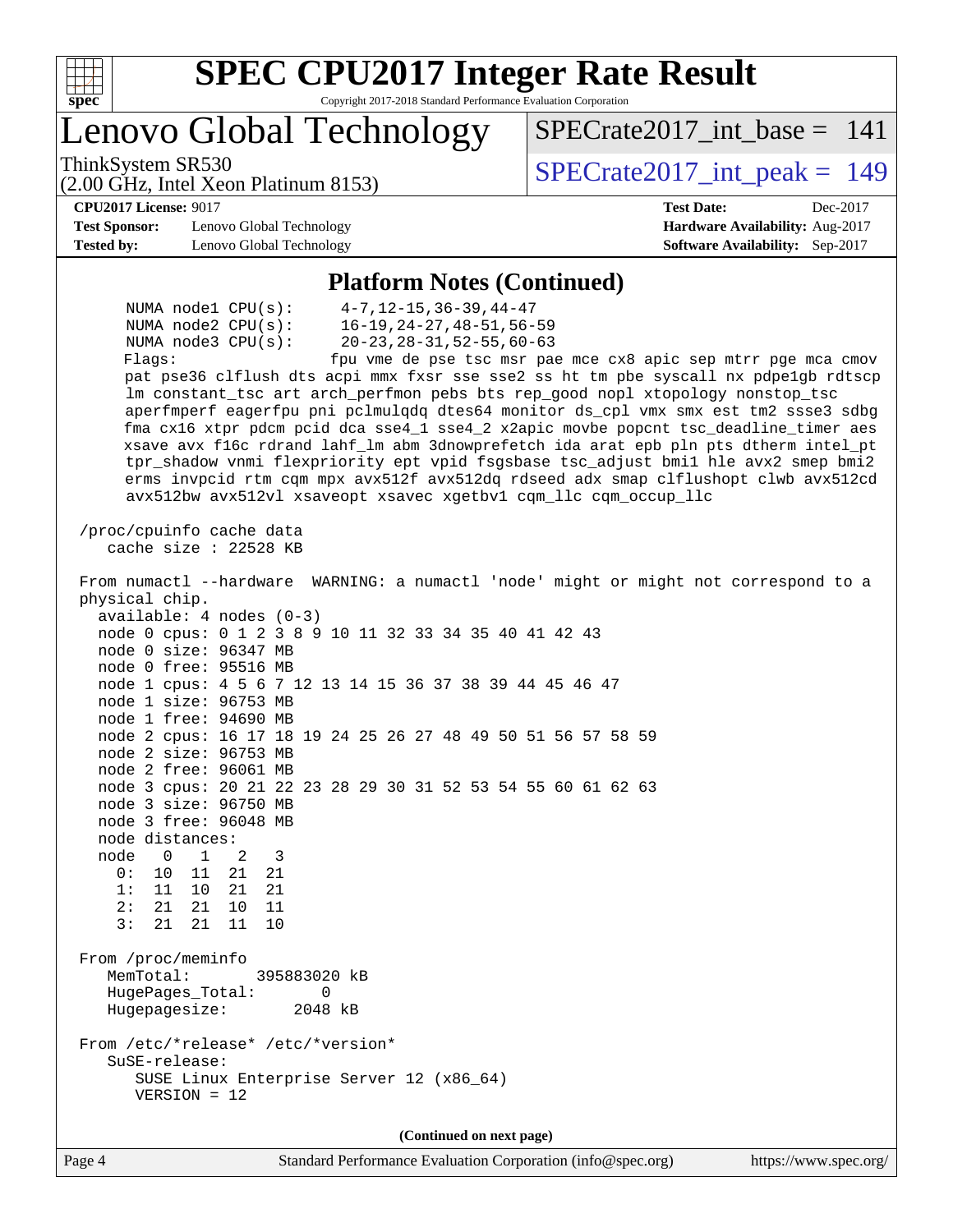## Platform Notes (Continued)

```
      NUMA node1 CPU(s):       4-7,12-15,36-39,44-47
      NUMA node2 CPU(s):       16-19,24-27,48-51,56-59
      NUMA node3 CPU(s):       20-23,28-31,52-55,60-63
      Flags:                   fpu vme de pse tsc msr pae mce cx8 apic sep mtrr pge mca cmov
      pat pse36 clflush dts acpi mmx fxsr sse sse2 ss ht tm pbe syscall nx pdpe1gb rdtscp
      lm constant_tsc art arch_perfmon pebs bts rep_good nopl xtopology nonstop_tsc
      aperfmperf eagerfpu pni pclmulqdq dtes64 monitor ds_cpl vmx smx est tm2 ssse3 sdbg
      fma cx16 xtpr pdcm pcid dca sse4_1 sse4_2 x2apic movbe popcnt tsc_deadline_timer aes
      xsave avx f16c rdrand lahf_lm abm 3dnowprefetch ida arat epb pln pts dtherm intel_pt
      tpr_shadow vnmi flexpriority ept vpid fsgsbase tsc_adjust bmi1 hle avx2 smep bmi2
      erms invpcid rtm cqm mpx avx512f avx512dq rdseed adx smap clflushopt clwb avx512cd
      avx512bw avx512vl xsaveopt xsavec xgetbv1 cqm_llc cqm_occup_llc

 /proc/cpuinfo cache data
    cache size : 22528 KB

 From numactl --hardware  WARNING: a numactl 'node' might or might not correspond to a
 physical chip.
   available: 4 nodes (0-3)
   node 0 cpus: 0 1 2 3 8 9 10 11 32 33 34 35 40 41 42 43
   node 0 size: 96347 MB
   node 0 free: 95516 MB
   node 1 cpus: 4 5 6 7 12 13 14 15 36 37 38 39 44 45 46 47
   node 1 size: 96753 MB
   node 1 free: 94690 MB
   node 2 cpus: 16 17 18 19 24 25 26 27 48 49 50 51 56 57 58 59
   node 2 size: 96753 MB
   node 2 free: 96061 MB
   node 3 cpus: 20 21 22 23 28 29 30 31 52 53 54 55 60 61 62 63
   node 3 size: 96750 MB
   node 3 free: 96048 MB
   node distances:
   node   0   1   2   3
     0:  10  11  21  21
     1:  11  10  21  21
     2:  21  21  10  11
     3:  21  21  11  10

 From /proc/meminfo
    MemTotal:       395883020 kB
    HugePages_Total:       0
    Hugepagesize:       2048 kB

 From /etc/*release* /etc/*version*
    SuSE-release:
       SUSE Linux Enterprise Server 12 (x86_64)
       VERSION = 12
```

(Continued on next page)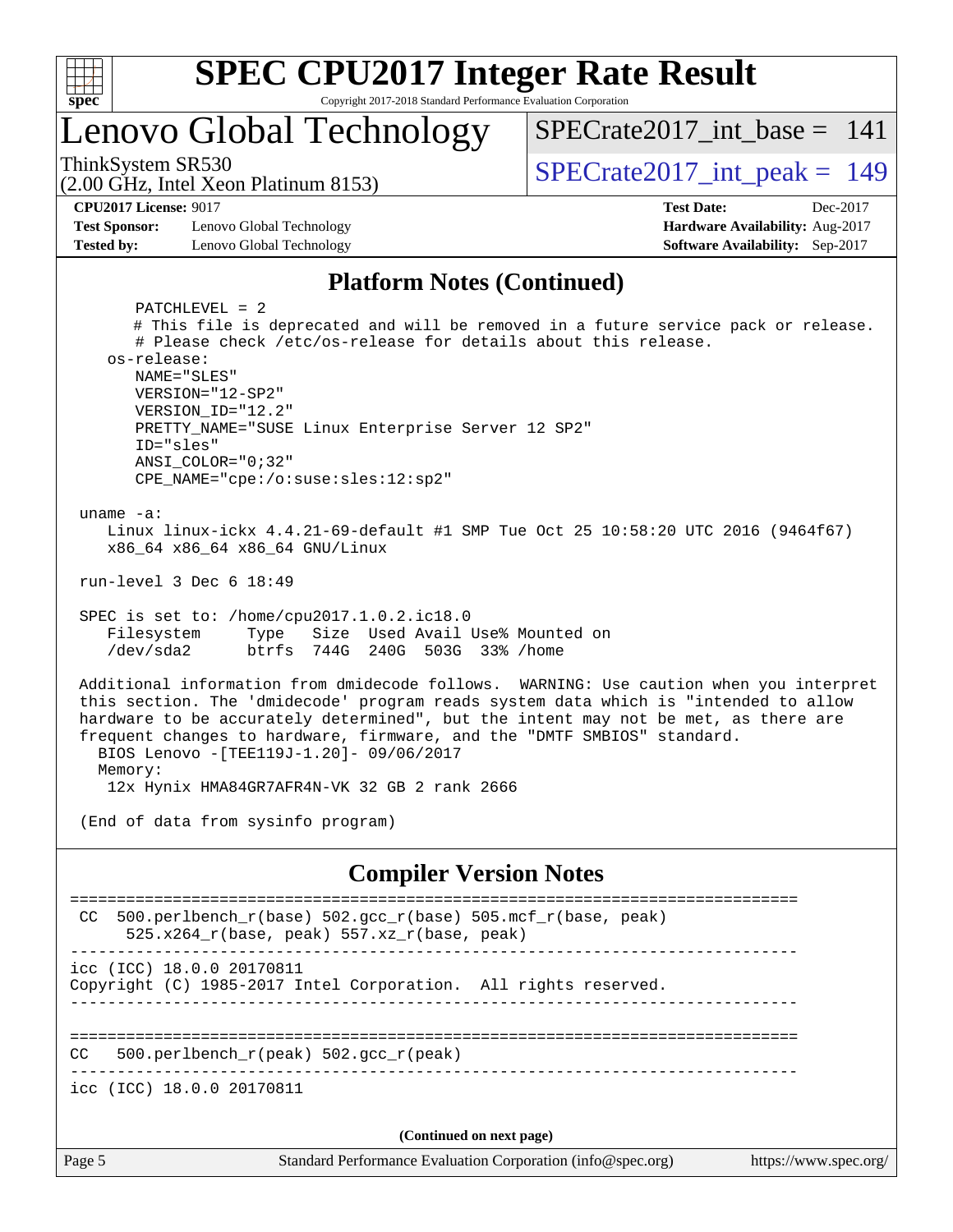# SPEC CPU2017 Integer Rate Result

Copyright 2017-2018 Standard Performance Evaluation Corporation

## Lenovo Global Technology

ThinkSystem SR530
(2.00 GHz, Intel Xeon Platinum 8153)

SPECrate2017_int_base = 141

SPECrate2017_int_peak = 149

**CPU2017 License:** 9017
**Test Sponsor:** Lenovo Global Technology
**Tested by:** Lenovo Global Technology

**Test Date:** Dec-2017
**Hardware Availability:** Aug-2017
**Software Availability:** Sep-2017

## Platform Notes (Continued)

```
        PATCHLEVEL = 2
        # This file is deprecated and will be removed in a future service pack or release.
        # Please check /etc/os-release for details about this release.
     os-release:
        NAME="SLES"
        VERSION="12-SP2"
        VERSION_ID="12.2"
        PRETTY_NAME="SUSE Linux Enterprise Server 12 SP2"
        ID="sles"
        ANSI_COLOR="0;32"
        CPE_NAME="cpe:/o:suse:sles:12:sp2"

  uname -a:
     Linux linux-ickx 4.4.21-69-default #1 SMP Tue Oct 25 10:58:20 UTC 2016 (9464f67)
     x86_64 x86_64 x86_64 GNU/Linux

  run-level 3 Dec 6 18:49

  SPEC is set to: /home/cpu2017.1.0.2.ic18.0
     Filesystem     Type   Size  Used Avail Use% Mounted on
     /dev/sda2      btrfs  744G  240G  503G  33% /home

  Additional information from dmidecode follows.  WARNING: Use caution when you interpret
  this section. The 'dmidecode' program reads system data which is "intended to allow
  hardware to be accurately determined", but the intent may not be met, as there are
  frequent changes to hardware, firmware, and the "DMTF SMBIOS" standard.
    BIOS Lenovo -[TEE119J-1.20]- 09/06/2017
    Memory:
     12x Hynix HMA84GR7AFR4N-VK 32 GB 2 rank 2666

  (End of data from sysinfo program)
```

## Compiler Version Notes

```
==============================================================================
 CC  500.perlbench_r(base) 502.gcc_r(base) 505.mcf_r(base, peak)
      525.x264_r(base, peak) 557.xz_r(base, peak)
------------------------------------------------------------------------------
icc (ICC) 18.0.0 20170811
Copyright (C) 1985-2017 Intel Corporation.  All rights reserved.
------------------------------------------------------------------------------

==============================================================================
CC   500.perlbench_r(peak) 502.gcc_r(peak)
------------------------------------------------------------------------------
icc (ICC) 18.0.0 20170811
```

**(Continued on next page)**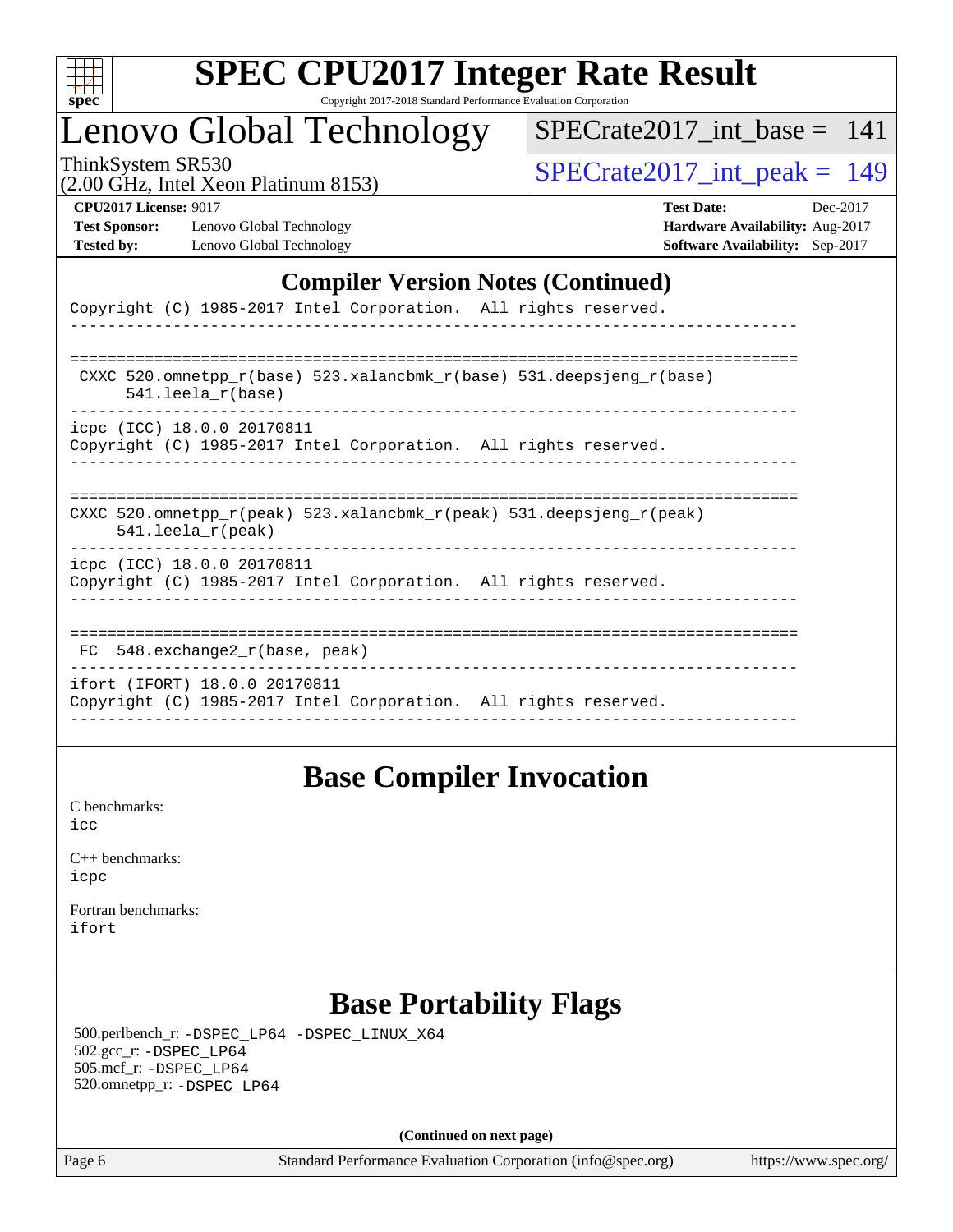## Compiler Version Notes (Continued)

```
Copyright (C) 1985-2017 Intel Corporation.  All rights reserved.
------------------------------------------------------------------------------

==============================================================================
 CXXC 520.omnetpp_r(base) 523.xalancbmk_r(base) 531.deepsjeng_r(base)
      541.leela_r(base)
------------------------------------------------------------------------------
icpc (ICC) 18.0.0 20170811
Copyright (C) 1985-2017 Intel Corporation.  All rights reserved.
------------------------------------------------------------------------------

==============================================================================
CXXC 520.omnetpp_r(peak) 523.xalancbmk_r(peak) 531.deepsjeng_r(peak)
     541.leela_r(peak)
------------------------------------------------------------------------------
icpc (ICC) 18.0.0 20170811
Copyright (C) 1985-2017 Intel Corporation.  All rights reserved.
------------------------------------------------------------------------------

==============================================================================
 FC  548.exchange2_r(base, peak)
------------------------------------------------------------------------------
ifort (IFORT) 18.0.0 20170811
Copyright (C) 1985-2017 Intel Corporation.  All rights reserved.
------------------------------------------------------------------------------
```

## Base Compiler Invocation

C benchmarks:
icc

C++ benchmarks:
icpc

Fortran benchmarks:
ifort

## Base Portability Flags

500.perlbench_r: -DSPEC_LP64 -DSPEC_LINUX_X64
502.gcc_r: -DSPEC_LP64
505.mcf_r: -DSPEC_LP64
520.omnetpp_r: -DSPEC_LP64

**(Continued on next page)**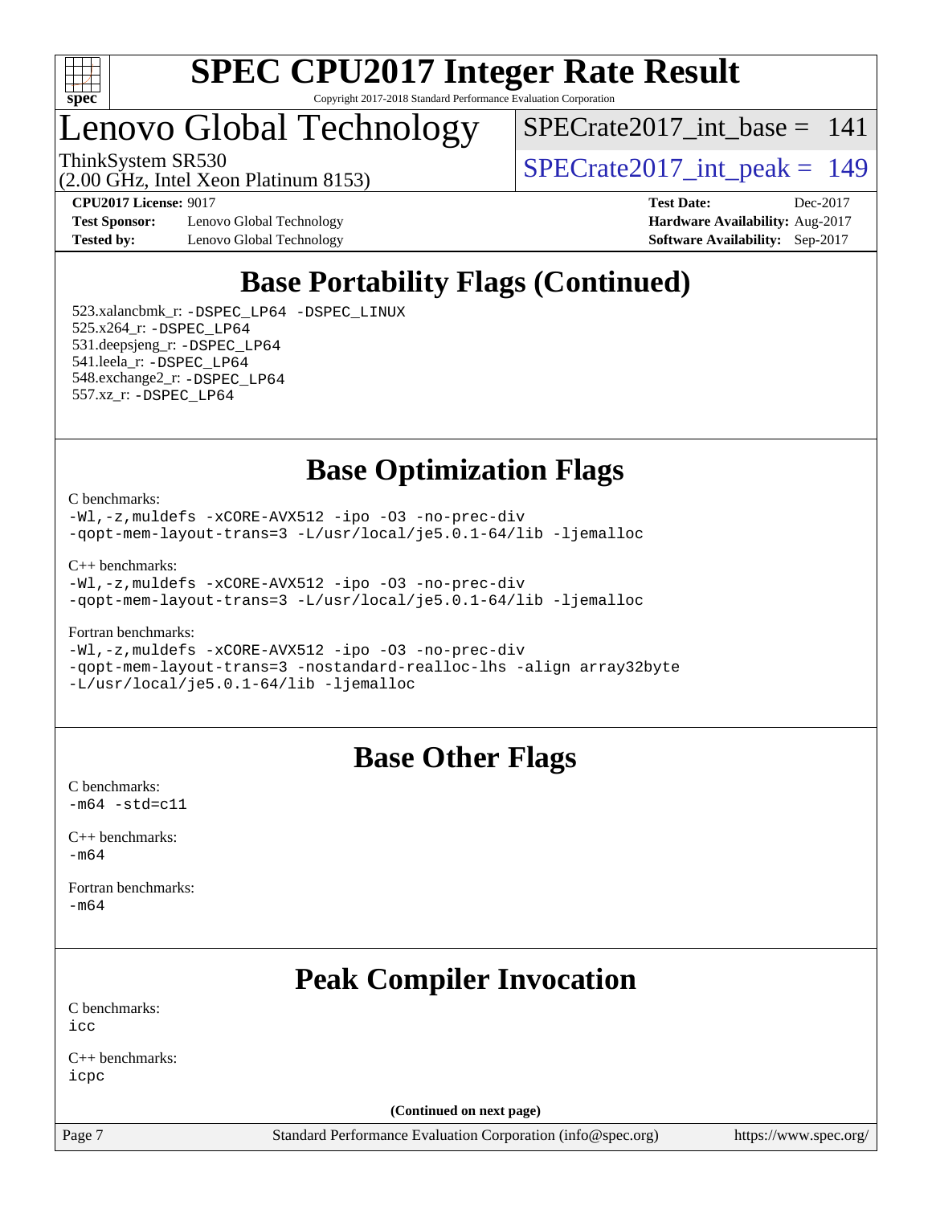## Base Portability Flags (Continued)

523.xalancbmk_r: `-DSPEC_LP64 -DSPEC_LINUX`
525.x264_r: `-DSPEC_LP64`
531.deepsjeng_r: `-DSPEC_LP64`
541.leela_r: `-DSPEC_LP64`
548.exchange2_r: `-DSPEC_LP64`
557.xz_r: `-DSPEC_LP64`

## Base Optimization Flags

C benchmarks:
```
-Wl,-z,muldefs -xCORE-AVX512 -ipo -O3 -no-prec-div
-qopt-mem-layout-trans=3 -L/usr/local/je5.0.1-64/lib -ljemalloc
```

C++ benchmarks:
```
-Wl,-z,muldefs -xCORE-AVX512 -ipo -O3 -no-prec-div
-qopt-mem-layout-trans=3 -L/usr/local/je5.0.1-64/lib -ljemalloc
```

Fortran benchmarks:
```
-Wl,-z,muldefs -xCORE-AVX512 -ipo -O3 -no-prec-div
-qopt-mem-layout-trans=3 -nostandard-realloc-lhs -align array32byte
-L/usr/local/je5.0.1-64/lib -ljemalloc
```

## Base Other Flags

C benchmarks:
```
-m64 -std=c11
```

C++ benchmarks:
```
-m64
```

Fortran benchmarks:
```
-m64
```

## Peak Compiler Invocation

C benchmarks:
```
icc
```

C++ benchmarks:
```
icpc
```

**(Continued on next page)**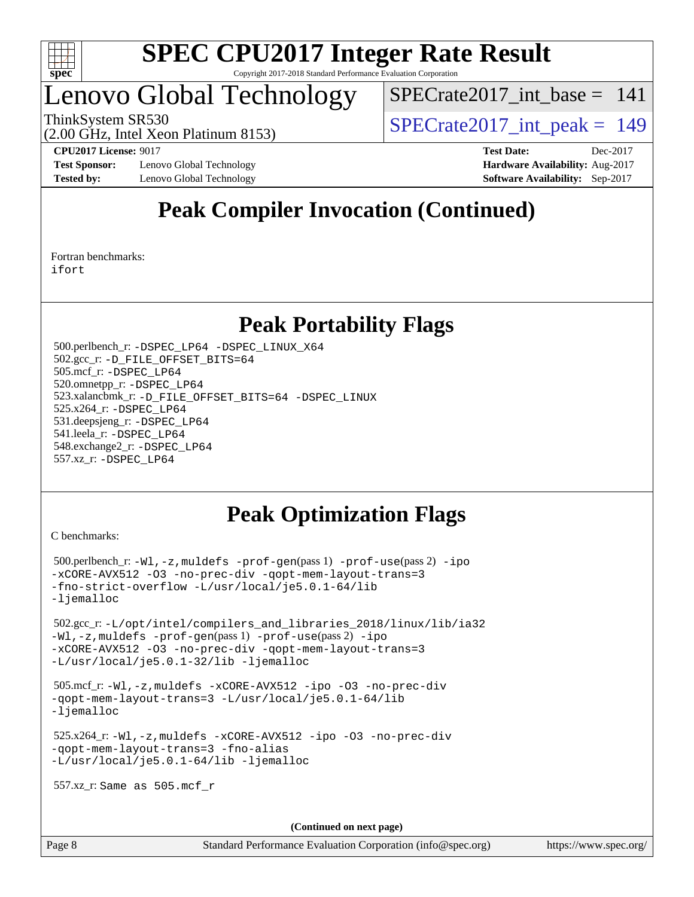## Peak Compiler Invocation (Continued)

Fortran benchmarks:
ifort

## Peak Portability Flags

500.perlbench_r: -DSPEC_LP64 -DSPEC_LINUX_X64
502.gcc_r: -D_FILE_OFFSET_BITS=64
505.mcf_r: -DSPEC_LP64
520.omnetpp_r: -DSPEC_LP64
523.xalancbmk_r: -D_FILE_OFFSET_BITS=64 -DSPEC_LINUX
525.x264_r: -DSPEC_LP64
531.deepsjeng_r: -DSPEC_LP64
541.leela_r: -DSPEC_LP64
548.exchange2_r: -DSPEC_LP64
557.xz_r: -DSPEC_LP64

## Peak Optimization Flags

C benchmarks:

500.perlbench_r: -Wl,-z,muldefs -prof-gen(pass 1) -prof-use(pass 2) -ipo -xCORE-AVX512 -O3 -no-prec-div -qopt-mem-layout-trans=3 -fno-strict-overflow -L/usr/local/je5.0.1-64/lib -ljemalloc

502.gcc_r: -L/opt/intel/compilers_and_libraries_2018/linux/lib/ia32 -Wl,-z,muldefs -prof-gen(pass 1) -prof-use(pass 2) -ipo -xCORE-AVX512 -O3 -no-prec-div -qopt-mem-layout-trans=3 -L/usr/local/je5.0.1-32/lib -ljemalloc

505.mcf_r: -Wl,-z,muldefs -xCORE-AVX512 -ipo -O3 -no-prec-div -qopt-mem-layout-trans=3 -L/usr/local/je5.0.1-64/lib -ljemalloc

525.x264_r: -Wl,-z,muldefs -xCORE-AVX512 -ipo -O3 -no-prec-div -qopt-mem-layout-trans=3 -fno-alias -L/usr/local/je5.0.1-64/lib -ljemalloc

557.xz_r: Same as 505.mcf_r

**(Continued on next page)**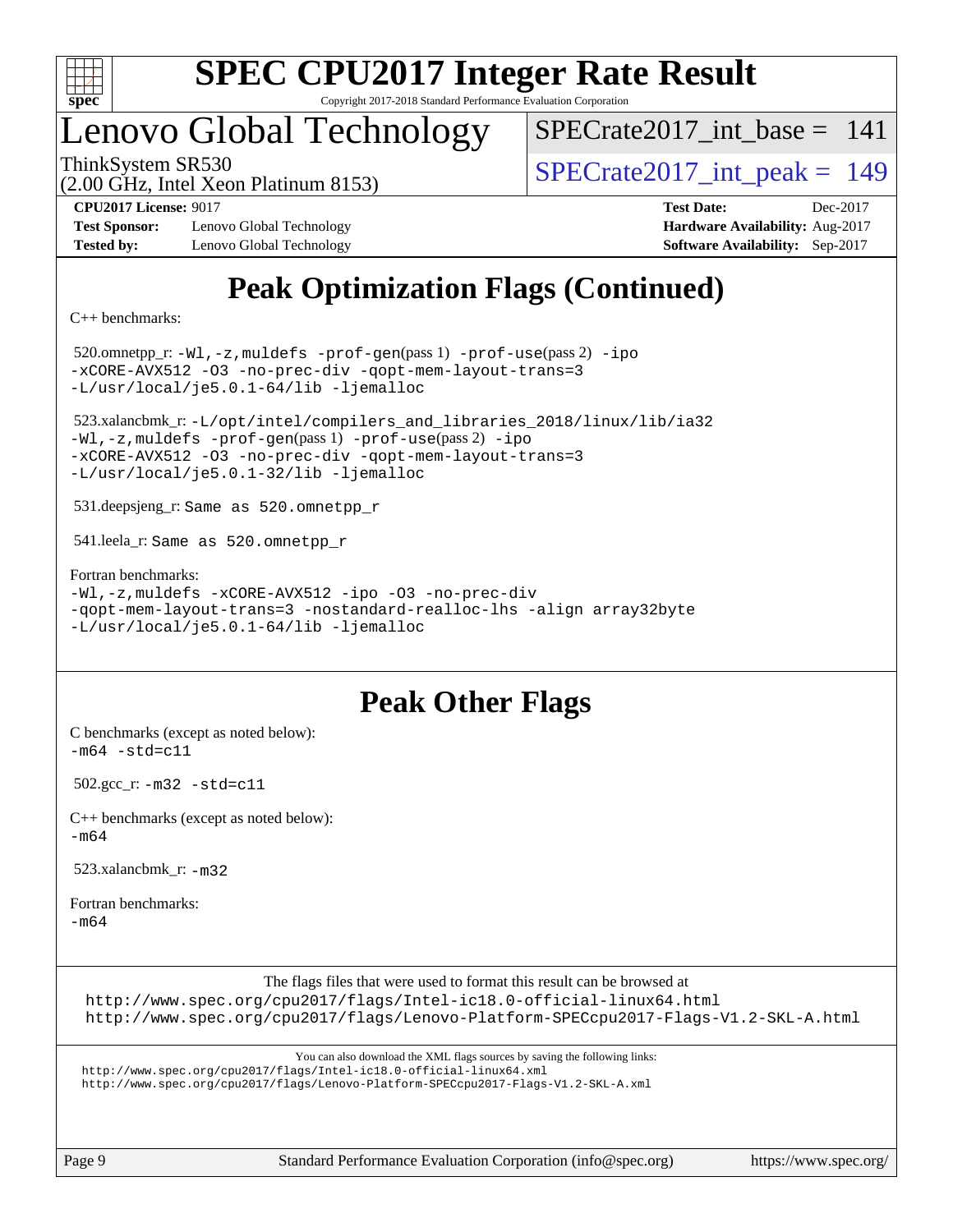# Peak Optimization Flags (Continued)

C++ benchmarks:

520.omnetpp_r: `-Wl,-z,muldefs -prof-gen(pass 1) -prof-use(pass 2) -ipo -xCORE-AVX512 -O3 -no-prec-div -qopt-mem-layout-trans=3 -L/usr/local/je5.0.1-64/lib -ljemalloc`

523.xalancbmk_r: `-L/opt/intel/compilers_and_libraries_2018/linux/lib/ia32 -Wl,-z,muldefs -prof-gen(pass 1) -prof-use(pass 2) -ipo -xCORE-AVX512 -O3 -no-prec-div -qopt-mem-layout-trans=3 -L/usr/local/je5.0.1-32/lib -ljemalloc`

531.deepsjeng_r: `Same as 520.omnetpp_r`

541.leela_r: `Same as 520.omnetpp_r`

Fortran benchmarks:
`-Wl,-z,muldefs -xCORE-AVX512 -ipo -O3 -no-prec-div -qopt-mem-layout-trans=3 -nostandard-realloc-lhs -align array32byte -L/usr/local/je5.0.1-64/lib -ljemalloc`

# Peak Other Flags

C benchmarks (except as noted below):
`-m64 -std=c11`

502.gcc_r: `-m32 -std=c11`

C++ benchmarks (except as noted below):
`-m64`

523.xalancbmk_r: `-m32`

Fortran benchmarks:
`-m64`

The flags files that were used to format this result can be browsed at
http://www.spec.org/cpu2017/flags/Intel-ic18.0-official-linux64.html
http://www.spec.org/cpu2017/flags/Lenovo-Platform-SPECcpu2017-Flags-V1.2-SKL-A.html

You can also download the XML flags sources by saving the following links:
http://www.spec.org/cpu2017/flags/Intel-ic18.0-official-linux64.xml
http://www.spec.org/cpu2017/flags/Lenovo-Platform-SPECcpu2017-Flags-V1.2-SKL-A.xml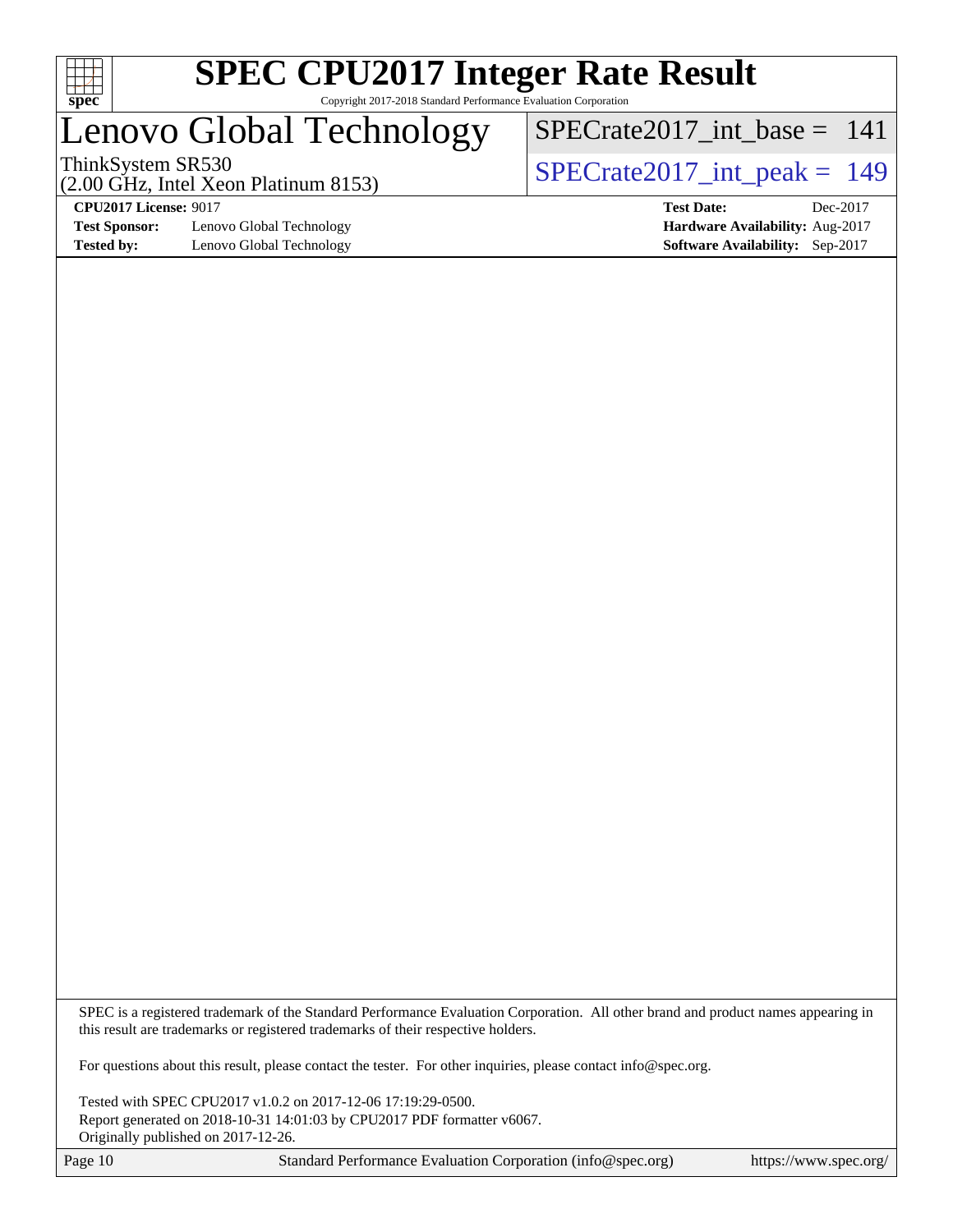SPEC is a registered trademark of the Standard Performance Evaluation Corporation. All other brand and product names appearing in this result are trademarks or registered trademarks of their respective holders.

For questions about this result, please contact the tester. For other inquiries, please contact info@spec.org.

Tested with SPEC CPU2017 v1.0.2 on 2017-12-06 17:19:29-0500.
Report generated on 2018-10-31 14:01:03 by CPU2017 PDF formatter v6067.
Originally published on 2017-12-26.